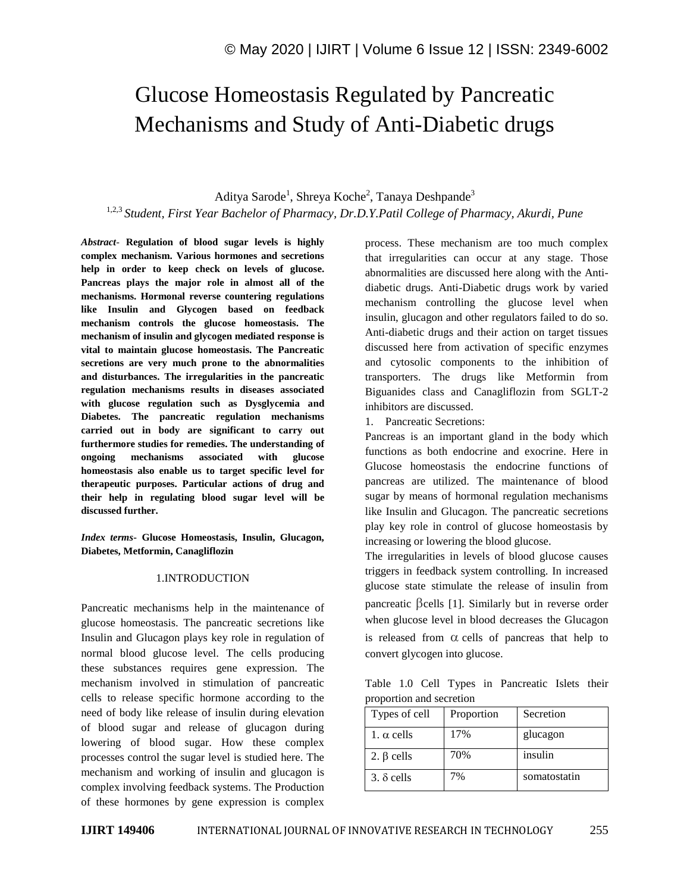# Glucose Homeostasis Regulated by Pancreatic Mechanisms and Study of Anti-Diabetic drugs

Aditya Sarode[1], Shreya Koche[2], Tanaya Deshpande[3]

[1,2,3] *Student, First Year Bachelor of Pharmacy, Dr.D.Y.Patil College of Pharmacy, Akurdi, Pune*

***Abstract***- **Regulation of blood sugar levels is highly complex mechanism. Various hormones and secretions help in order to keep check on levels of glucose. Pancreas plays the major role in almost all of the mechanisms. Hormonal reverse countering regulations like Insulin and Glycogen based on feedback mechanism controls the glucose homeostasis. The mechanism of insulin and glycogen mediated response is vital to maintain glucose homeostasis. The Pancreatic secretions are very much prone to the abnormalities and disturbances. The irregularities in the pancreatic regulation mechanisms results in diseases associated with glucose regulation such as Dysglycemia and Diabetes. The pancreatic regulation mechanisms carried out in body are significant to carry out furthermore studies for remedies. The understanding of ongoing mechanisms associated with glucose homeostasis also enable us to target specific level for therapeutic purposes. Particular actions of drug and their help in regulating blood sugar level will be discussed further.**

***Index terms***- **Glucose Homeostasis, Insulin, Glucagon, Diabetes, Metformin, Canagliflozin**

## 1.INTRODUCTION

Pancreatic mechanisms help in the maintenance of glucose homeostasis. The pancreatic secretions like Insulin and Glucagon plays key role in regulation of normal blood glucose level. The cells producing these substances requires gene expression. The mechanism involved in stimulation of pancreatic cells to release specific hormone according to the need of body like release of insulin during elevation of blood sugar and release of glucagon during lowering of blood sugar. How these complex processes control the sugar level is studied here. The mechanism and working of insulin and glucagon is complex involving feedback systems. The Production of these hormones by gene expression is complex process. These mechanism are too much complex that irregularities can occur at any stage. Those abnormalities are discussed here along with the Anti-diabetic drugs. Anti-Diabetic drugs work by varied mechanism controlling the glucose level when insulin, glucagon and other regulators failed to do so. Anti-diabetic drugs and their action on target tissues discussed here from activation of specific enzymes and cytosolic components to the inhibition of transporters. The drugs like Metformin from Biguanides class and Canagliflozin from SGLT-2 inhibitors are discussed.

1. Pancreatic Secretions:

Pancreas is an important gland in the body which functions as both endocrine and exocrine. Here in Glucose homeostasis the endocrine functions of pancreas are utilized. The maintenance of blood sugar by means of hormonal regulation mechanisms like Insulin and Glucagon. The pancreatic secretions play key role in control of glucose homeostasis by increasing or lowering the blood glucose.

The irregularities in levels of blood glucose causes triggers in feedback system controlling. In increased glucose state stimulate the release of insulin from pancreatic $\beta$cells [1]. Similarly but in reverse order when glucose level in blood decreases the Glucagon is released from $\alpha$ cells of pancreas that help to convert glycogen into glucose.

Table 1.0 Cell Types in Pancreatic Islets their proportion and secretion

| Types of cell | Proportion | Secretion |
|---|---|---|
| 1. $\alpha$ cells | 17% | glucagon |
| 2. $\beta$ cells | 70% | insulin |
| 3. $\delta$ cells | 7% | somatostatin |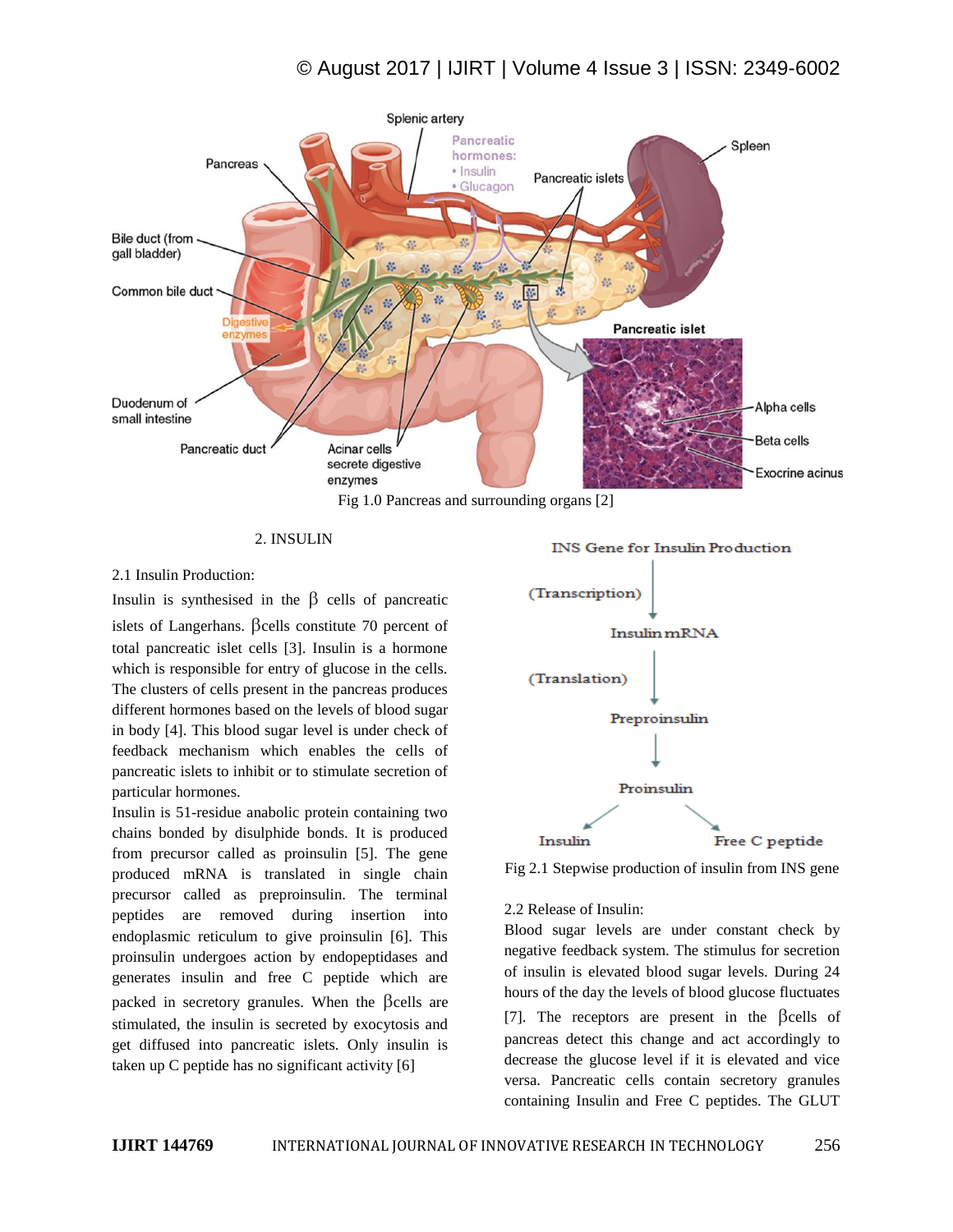Fig 1.0 Pancreas and surrounding organs [2]

## 2. INSULIN

### 2.1 Insulin Production:

Insulin is synthesised in the β cells of pancreatic islets of Langerhans. βcells constitute 70 percent of total pancreatic islet cells [3]. Insulin is a hormone which is responsible for entry of glucose in the cells. The clusters of cells present in the pancreas produces different hormones based on the levels of blood sugar in body [4]. This blood sugar level is under check of feedback mechanism which enables the cells of pancreatic islets to inhibit or to stimulate secretion of particular hormones.

Insulin is 51-residue anabolic protein containing two chains bonded by disulphide bonds. It is produced from precursor called as proinsulin [5]. The gene produced mRNA is translated in single chain precursor called as preproinsulin. The terminal peptides are removed during insertion into endoplasmic reticulum to give proinsulin [6]. This proinsulin undergoes action by endopeptidases and generates insulin and free C peptide which are packed in secretory granules. When the βcells are stimulated, the insulin is secreted by exocytosis and get diffused into pancreatic islets. Only insulin is taken up C peptide has no significant activity [6]

INS Gene for Insulin Production → (Transcription) → Insulin mRNA → (Translation) → Preproinsulin → Proinsulin → Insulin + Free C peptide

Fig 2.1 Stepwise production of insulin from INS gene

### 2.2 Release of Insulin:

Blood sugar levels are under constant check by negative feedback system. The stimulus for secretion of insulin is elevated blood sugar levels. During 24 hours of the day the levels of blood glucose fluctuates [7]. The receptors are present in the βcells of pancreas detect this change and act accordingly to decrease the glucose level if it is elevated and vice versa. Pancreatic cells contain secretory granules containing Insulin and Free C peptides. The GLUT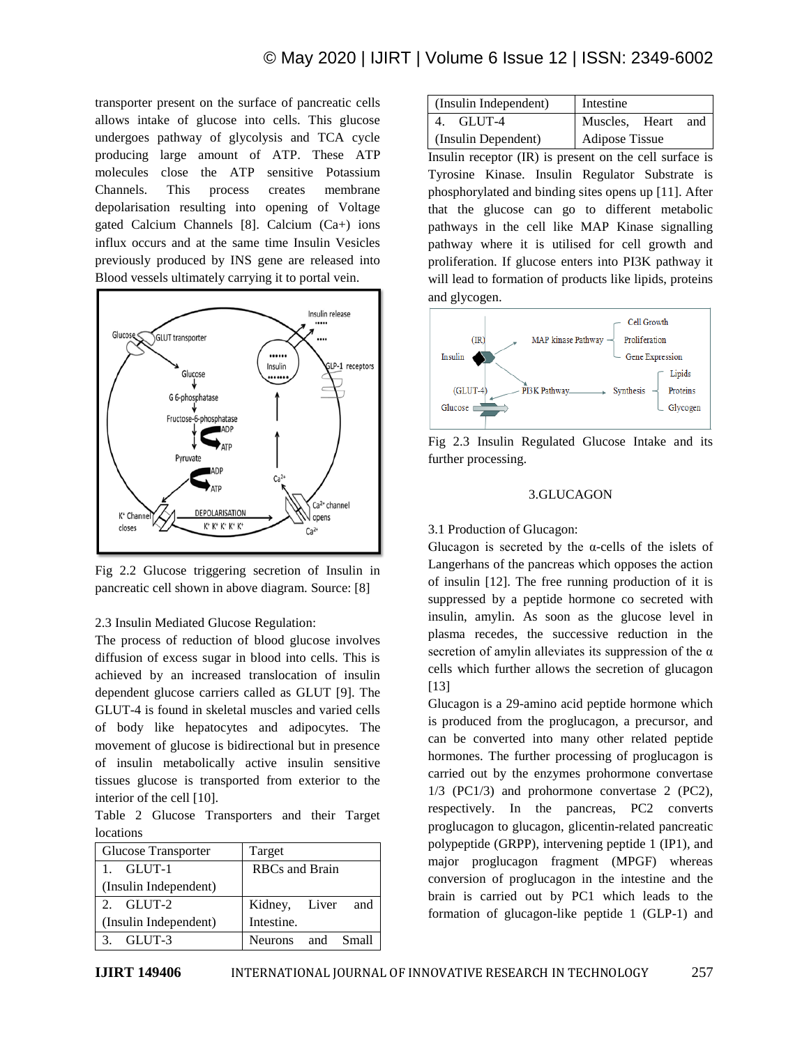transporter present on the surface of pancreatic cells allows intake of glucose into cells. This glucose undergoes pathway of glycolysis and TCA cycle producing large amount of ATP. These ATP molecules close the ATP sensitive Potassium Channels. This process creates membrane depolarisation resulting into opening of Voltage gated Calcium Channels [8]. Calcium (Ca+) ions influx occurs and at the same time Insulin Vesicles previously produced by INS gene are released into Blood vessels ultimately carrying it to portal vein.

Fig 2.2 Glucose triggering secretion of Insulin in pancreatic cell shown in above diagram. Source: [8]

2.3 Insulin Mediated Glucose Regulation:

The process of reduction of blood glucose involves diffusion of excess sugar in blood into cells. This is achieved by an increased translocation of insulin dependent glucose carriers called as GLUT [9]. The GLUT-4 is found in skeletal muscles and varied cells of body like hepatocytes and adipocytes. The movement of glucose is bidirectional but in presence of insulin metabolically active insulin sensitive tissues glucose is transported from exterior to the interior of the cell [10].

Table 2 Glucose Transporters and their Target locations

| Glucose Transporter | Target |
| --- | --- |
| 1. GLUT-1 (Insulin Independent) | RBCs and Brain |
| 2. GLUT-2 (Insulin Independent) | Kidney, Liver and Intestine. |
| 3. GLUT-3 (Insulin Independent) | Neurons and Small Intestine |
| 4. GLUT-4 (Insulin Dependent) | Muscles, Heart and Adipose Tissue |

Insulin receptor (IR) is present on the cell surface is Tyrosine Kinase. Insulin Regulator Substrate is phosphorylated and binding sites opens up [11]. After that the glucose can go to different metabolic pathways in the cell like MAP Kinase signalling pathway where it is utilised for cell growth and proliferation. If glucose enters into PI3K pathway it will lead to formation of products like lipids, proteins and glycogen.

Fig 2.3 Insulin Regulated Glucose Intake and its further processing.

## 3.GLUCAGON

3.1 Production of Glucagon:

Glucagon is secreted by the α-cells of the islets of Langerhans of the pancreas which opposes the action of insulin [12]. The free running production of it is suppressed by a peptide hormone co secreted with insulin, amylin. As soon as the glucose level in plasma recedes, the successive reduction in the secretion of amylin alleviates its suppression of the α cells which further allows the secretion of glucagon [13]

Glucagon is a 29-amino acid peptide hormone which is produced from the proglucagon, a precursor, and can be converted into many other related peptide hormones. The further processing of proglucagon is carried out by the enzymes prohormone convertase 1/3 (PC1/3) and prohormone convertase 2 (PC2), respectively. In the pancreas, PC2 converts proglucagon to glucagon, glicentin-related pancreatic polypeptide (GRPP), intervening peptide 1 (IP1), and major proglucagon fragment (MPGF) whereas conversion of proglucagon in the intestine and the brain is carried out by PC1 which leads to the formation of glucagon-like peptide 1 (GLP-1) and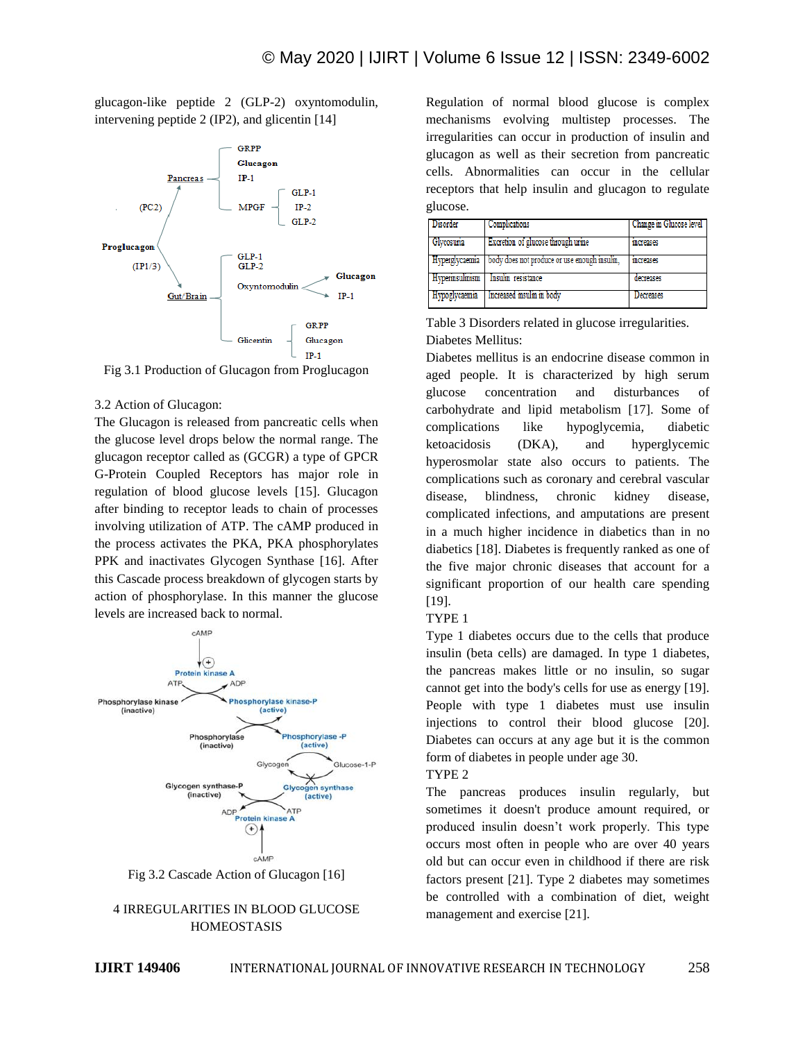glucagon-like peptide 2 (GLP-2) oxyntomodulin, intervening peptide 2 (IP2), and glicentin [14]

Fig 3.1 Production of Glucagon from Proglucagon

### 3.2 Action of Glucagon:

The Glucagon is released from pancreatic cells when the glucose level drops below the normal range. The glucagon receptor called as (GCGR) a type of GPCR G-Protein Coupled Receptors has major role in regulation of blood glucose levels [15]. Glucagon after binding to receptor leads to chain of processes involving utilization of ATP. The cAMP produced in the process activates the PKA, PKA phosphorylates PPK and inactivates Glycogen Synthase [16]. After this Cascade process breakdown of glycogen starts by action of phosphorylase. In this manner the glucose levels are increased back to normal.

Fig 3.2 Cascade Action of Glucagon [16]

## 4 IRREGULARITIES IN BLOOD GLUCOSE HOMEOSTASIS

Regulation of normal blood glucose is complex mechanisms evolving multistep processes. The irregularities can occur in production of insulin and glucagon as well as their secretion from pancreatic cells. Abnormalities can occur in the cellular receptors that help insulin and glucagon to regulate glucose.

| Disorder | Complications | Change in Glucose level |
|---|---|---|
| Glycosuria | Excretion of glucose through urine | increases |
| Hyperglycaemia | body does not produce or use enough insulin, | increases |
| Hyperinsulinism | Insulin resistance | decreases |
| Hypoglycaemia | Increased insulin in body | Decreases |

Table 3 Disorders related in glucose irregularities.

Diabetes Mellitus:

Diabetes mellitus is an endocrine disease common in aged people. It is characterized by high serum glucose concentration and disturbances of carbohydrate and lipid metabolism [17]. Some of complications like hypoglycemia, diabetic ketoacidosis (DKA), and hyperglycemic hyperosmolar state also occurs to patients. The complications such as coronary and cerebral vascular disease, blindness, chronic kidney disease, complicated infections, and amputations are present in a much higher incidence in diabetics than in no diabetics [18]. Diabetes is frequently ranked as one of the five major chronic diseases that account for a significant proportion of our health care spending [19].

TYPE 1

Type 1 diabetes occurs due to the cells that produce insulin (beta cells) are damaged. In type 1 diabetes, the pancreas makes little or no insulin, so sugar cannot get into the body's cells for use as energy [19]. People with type 1 diabetes must use insulin injections to control their blood glucose [20]. Diabetes can occurs at any age but it is the common form of diabetes in people under age 30.

TYPE 2

The pancreas produces insulin regularly, but sometimes it doesn't produce amount required, or produced insulin doesn't work properly. This type occurs most often in people who are over 40 years old but can occur even in childhood if there are risk factors present [21]. Type 2 diabetes may sometimes be controlled with a combination of diet, weight management and exercise [21].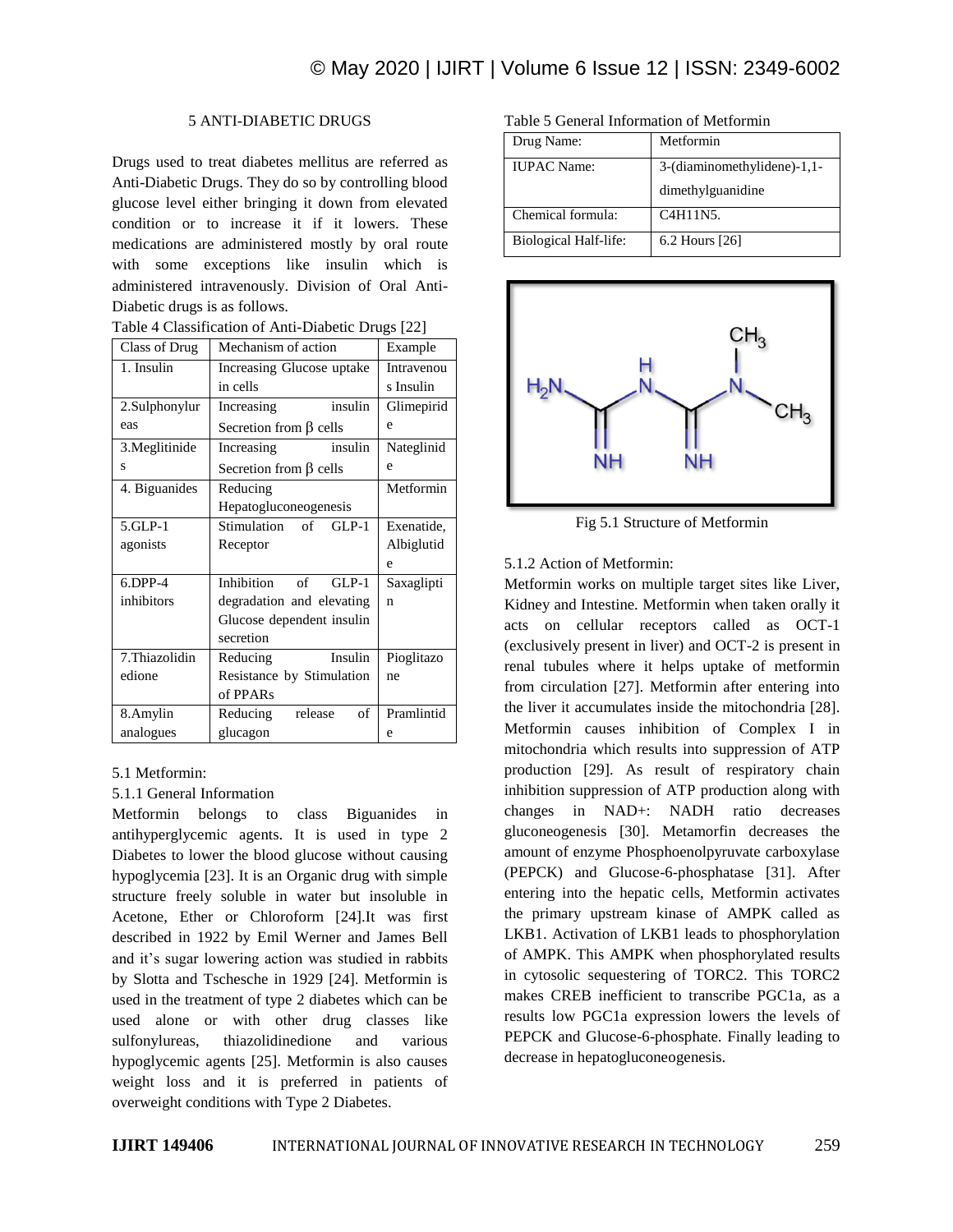## 5 ANTI-DIABETIC DRUGS

Drugs used to treat diabetes mellitus are referred as Anti-Diabetic Drugs. They do so by controlling blood glucose level either bringing it down from elevated condition or to increase it if it lowers. These medications are administered mostly by oral route with some exceptions like insulin which is administered intravenously. Division of Oral Anti-Diabetic drugs is as follows.

Table 4 Classification of Anti-Diabetic Drugs [22]

| Class of Drug | Mechanism of action | Example |
|---|---|---|
| 1. Insulin | Increasing Glucose uptake in cells | Intravenous Insulin |
| 2.Sulphonylureas | Increasing insulin Secretion from β cells | Glimepiride |
| 3.Meglitinides | Increasing insulin Secretion from β cells | Nateglinide |
| 4. Biguanides | Reducing Hepatogluconeogenesis | Metformin |
| 5.GLP-1 agonists | Stimulation of GLP-1 Receptor | Exenatide, Albiglutide |
| 6.DPP-4 inhibitors | Inhibition of GLP-1 degradation and elevating Glucose dependent insulin secretion | Saxagliptin |
| 7.Thiazolidinedione | Reducing Insulin Resistance by Stimulation of PPARs | Pioglitazone |
| 8.Amylin analogues | Reducing release of glucagon | Pramlintide |

### 5.1 Metformin:

#### 5.1.1 General Information

Metformin belongs to class Biguanides in antihyperglycemic agents. It is used in type 2 Diabetes to lower the blood glucose without causing hypoglycemia [23]. It is an Organic drug with simple structure freely soluble in water but insoluble in Acetone, Ether or Chloroform [24].It was first described in 1922 by Emil Werner and James Bell and it's sugar lowering action was studied in rabbits by Slotta and Tschesche in 1929 [24]. Metformin is used in the treatment of type 2 diabetes which can be used alone or with other drug classes like sulfonylureas, thiazolidinedione and various hypoglycemic agents [25]. Metformin is also causes weight loss and it is preferred in patients of overweight conditions with Type 2 Diabetes.

Table 5 General Information of Metformin

| Drug Name: | Metformin |
|---|---|
| IUPAC Name: | 3-(diaminomethylidene)-1,1-dimethylguanidine |
| Chemical formula: | $C_4H_{11}N_5$. |
| Biological Half-life: | 6.2 Hours [26] |

Fig 5.1 Structure of Metformin

#### 5.1.2 Action of Metformin:

Metformin works on multiple target sites like Liver, Kidney and Intestine. Metformin when taken orally it acts on cellular receptors called as OCT-1 (exclusively present in liver) and OCT-2 is present in renal tubules where it helps uptake of metformin from circulation [27]. Metformin after entering into the liver it accumulates inside the mitochondria [28]. Metformin causes inhibition of Complex I in mitochondria which results into suppression of ATP production [29]. As result of respiratory chain inhibition suppression of ATP production along with changes in NAD+: NADH ratio decreases gluconeogenesis [30]. Metamorfin decreases the amount of enzyme Phosphoenolpyruvate carboxylase (PEPCK) and Glucose-6-phosphatase [31]. After entering into the hepatic cells, Metformin activates the primary upstream kinase of AMPK called as LKB1. Activation of LKB1 leads to phosphorylation of AMPK. This AMPK when phosphorylated results in cytosolic sequestering of TORC2. This TORC2 makes CREB inefficient to transcribe PGC1a, as a results low PGC1a expression lowers the levels of PEPCK and Glucose-6-phosphate. Finally leading to decrease in hepatogluconeogenesis.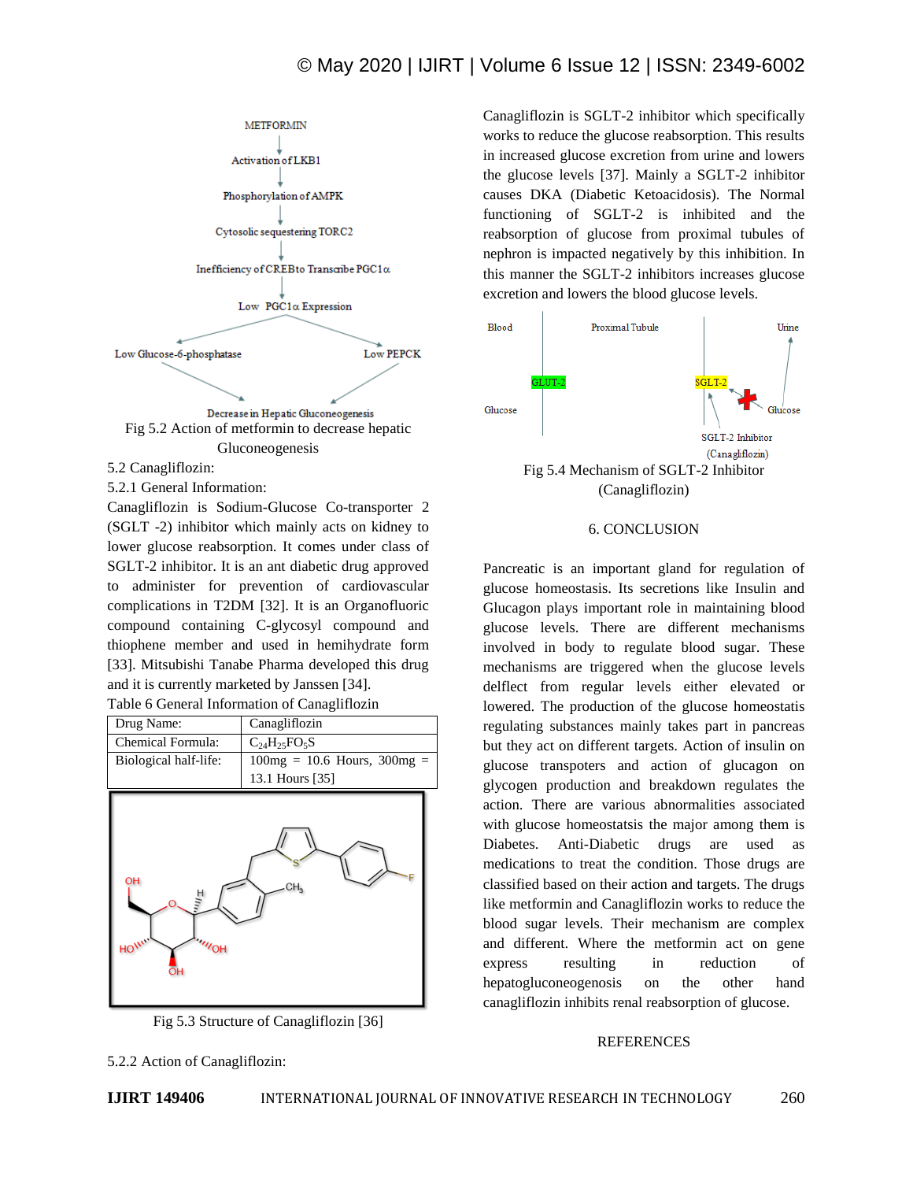METFORMIN

Activation of LKB1

Phosphorylation of AMPK

Cytosolic sequestering TORC2

Inefficiency of CREB to Transcribe PGC1α

Low PGC1α Expression

Low Glucose-6-phosphatase

Low PEPCK

Decrease in Hepatic Gluconeogenesis

Fig 5.2 Action of metformin to decrease hepatic Gluconeogenesis

5.2 Canagliflozin:

5.2.1 General Information:

Canagliflozin is Sodium-Glucose Co-transporter 2 (SGLT -2) inhibitor which mainly acts on kidney to lower glucose reabsorption. It comes under class of SGLT-2 inhibitor. It is an ant diabetic drug approved to administer for prevention of cardiovascular complications in T2DM [32]. It is an Organofluoric compound containing C-glycosyl compound and thiophene member and used in hemihydrate form [33]. Mitsubishi Tanabe Pharma developed this drug and it is currently marketed by Janssen [34].

Table 6 General Information of Canagliflozin

| Drug Name: | Canagliflozin |
|---|---|
| Chemical Formula: | $C_{24}H_{25}FO_5S$ |
| Biological half-life: | 100mg = 10.6 Hours, 300mg = 13.1 Hours [35] |

Fig 5.3 Structure of Canagliflozin [36]

5.2.2 Action of Canagliflozin:

Canagliflozin is SGLT-2 inhibitor which specifically works to reduce the glucose reabsorption. This results in increased glucose excretion from urine and lowers the glucose levels [37]. Mainly a SGLT-2 inhibitor causes DKA (Diabetic Ketoacidosis). The Normal functioning of SGLT-2 is inhibited and the reabsorption of glucose from proximal tubules of nephron is impacted negatively by this inhibition. In this manner the SGLT-2 inhibitors increases glucose excretion and lowers the blood glucose levels.

Blood | Proximal Tubule | Urine

GLUT-2 | SGLT-2

Glucose | Glucose

SGLT-2 Inhibitor (Canagliflozin)

Fig 5.4 Mechanism of SGLT-2 Inhibitor (Canagliflozin)

## 6. CONCLUSION

Pancreatic is an important gland for regulation of glucose homeostasis. Its secretions like Insulin and Glucagon plays important role in maintaining blood glucose levels. There are different mechanisms involved in body to regulate blood sugar. These mechanisms are triggered when the glucose levels delflect from regular levels either elevated or lowered. The production of the glucose homeostatis regulating substances mainly takes part in pancreas but they act on different targets. Action of insulin on glucose transporters and action of glucagon on glycogen production and breakdown regulates the action. There are various abnormalities associated with glucose homeostatsis the major among them is Diabetes. Anti-Diabetic drugs are used as medications to treat the condition. Those drugs are classified based on their action and targets. The drugs like metformin and Canagliflozin works to reduce the blood sugar levels. Their mechanism are complex and different. Where the metformin act on gene express resulting in reduction of hepatogluconeogenosis on the other hand canagliflozin inhibits renal reabsorption of glucose.

## REFERENCES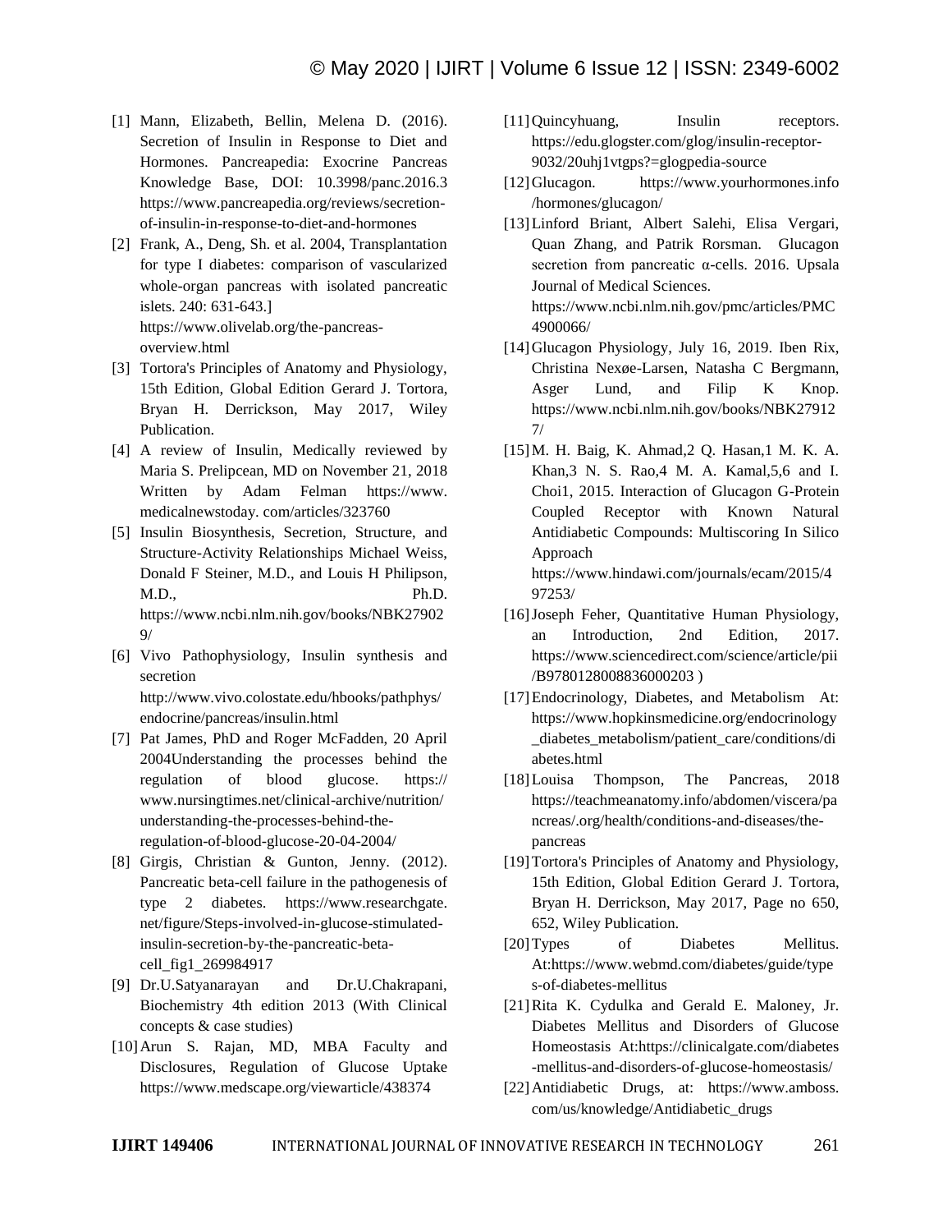[1] Mann, Elizabeth, Bellin, Melena D. (2016). Secretion of Insulin in Response to Diet and Hormones. Pancreapedia: Exocrine Pancreas Knowledge Base, DOI: 10.3998/panc.2016.3 https://www.pancreapedia.org/reviews/secretion-of-insulin-in-response-to-diet-and-hormones

[2] Frank, A., Deng, Sh. et al. 2004, Transplantation for type I diabetes: comparison of vascularized whole-organ pancreas with isolated pancreatic islets. 240: 631-643.] https://www.olivelab.org/the-pancreas-overview.html

[3] Tortora's Principles of Anatomy and Physiology, 15th Edition, Global Edition Gerard J. Tortora, Bryan H. Derrickson, May 2017, Wiley Publication.

[4] A review of Insulin, Medically reviewed by Maria S. Prelipcean, MD on November 21, 2018 Written by Adam Felman https://www. medicalnewstoday. com/articles/323760

[5] Insulin Biosynthesis, Secretion, Structure, and Structure-Activity Relationships Michael Weiss, Donald F Steiner, M.D., and Louis H Philipson, M.D., Ph.D. https://www.ncbi.nlm.nih.gov/books/NBK279029/

[6] Vivo Pathophysiology, Insulin synthesis and secretion http://www.vivo.colostate.edu/hbooks/pathphys/endocrine/pancreas/insulin.html

[7] Pat James, PhD and Roger McFadden, 20 April 2004Understanding the processes behind the regulation of blood glucose. https:// www.nursingtimes.net/clinical-archive/nutrition/understanding-the-processes-behind-the-regulation-of-blood-glucose-20-04-2004/

[8] Girgis, Christian & Gunton, Jenny. (2012). Pancreatic beta-cell failure in the pathogenesis of type 2 diabetes. https://www.researchgate. net/figure/Steps-involved-in-glucose-stimulated-insulin-secretion-by-the-pancreatic-beta-cell_fig1_269984917

[9] Dr.U.Satyanarayan and Dr.U.Chakrapani, Biochemistry 4th edition 2013 (With Clinical concepts & case studies)

[10] Arun S. Rajan, MD, MBA Faculty and Disclosures, Regulation of Glucose Uptake https://www.medscape.org/viewarticle/438374

[11] Quincyhuang, Insulin receptors. https://edu.glogster.com/glog/insulin-receptor-9032/20uhj1vtgps?=glogpedia-source

[12] Glucagon. https://www.yourhormones.info/hormones/glucagon/

[13] Linford Briant, Albert Salehi, Elisa Vergari, Quan Zhang, and Patrik Rorsman. Glucagon secretion from pancreatic α-cells. 2016. Upsala Journal of Medical Sciences. https://www.ncbi.nlm.nih.gov/pmc/articles/PMC4900066/

[14] Glucagon Physiology, July 16, 2019. Iben Rix, Christina Nexøe-Larsen, Natasha C Bergmann, Asger Lund, and Filip K Knop. https://www.ncbi.nlm.nih.gov/books/NBK279127/

[15] M. H. Baig, K. Ahmad,2 Q. Hasan,1 M. K. A. Khan,3 N. S. Rao,4 M. A. Kamal,5,6 and I. Choi1, 2015. Interaction of Glucagon G-Protein Coupled Receptor with Known Natural Antidiabetic Compounds: Multiscoring In Silico Approach https://www.hindawi.com/journals/ecam/2015/497253/

[16] Joseph Feher, Quantitative Human Physiology, an Introduction, 2nd Edition, 2017. https://www.sciencedirect.com/science/article/pii/B9780128008836000203 )

[17] Endocrinology, Diabetes, and Metabolism At: https://www.hopkinsmedicine.org/endocrinology_diabetes_metabolism/patient_care/conditions/diabetes.html

[18] Louisa Thompson, The Pancreas, 2018 https://teachmeanatomy.info/abdomen/viscera/pancreas/.org/health/conditions-and-diseases/the-pancreas

[19] Tortora's Principles of Anatomy and Physiology, 15th Edition, Global Edition Gerard J. Tortora, Bryan H. Derrickson, May 2017, Page no 650, 652, Wiley Publication.

[20] Types of Diabetes Mellitus. At:https://www.webmd.com/diabetes/guide/types-of-diabetes-mellitus

[21] Rita K. Cydulka and Gerald E. Maloney, Jr. Diabetes Mellitus and Disorders of Glucose Homeostasis At:https://clinicalgate.com/diabetes-mellitus-and-disorders-of-glucose-homeostasis/

[22] Antidiabetic Drugs, at: https://www.amboss.com/us/knowledge/Antidiabetic_drugs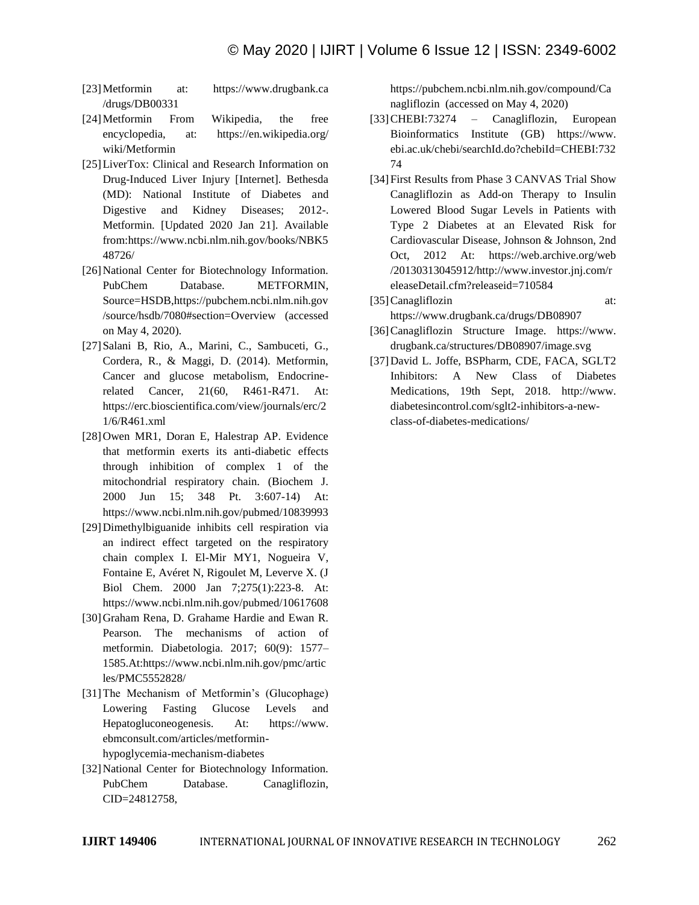[23] Metformin at: https://www.drugbank.ca/drugs/DB00331

[24] Metformin From Wikipedia, the free encyclopedia, at: https://en.wikipedia.org/wiki/Metformin

[25] LiverTox: Clinical and Research Information on Drug-Induced Liver Injury [Internet]. Bethesda (MD): National Institute of Diabetes and Digestive and Kidney Diseases; 2012-. Metformin. [Updated 2020 Jan 21]. Available from:https://www.ncbi.nlm.nih.gov/books/NBK548726/

[26] National Center for Biotechnology Information. PubChem Database. METFORMIN, Source=HSDB,https://pubchem.ncbi.nlm.nih.gov/source/hsdb/7080#section=Overview (accessed on May 4, 2020).

[27] Salani B, Rio, A., Marini, C., Sambuceti, G., Cordera, R., & Maggi, D. (2014). Metformin, Cancer and glucose metabolism, Endocrine-related Cancer, 21(60, R461-R471. At: https://erc.bioscientifica.com/view/journals/erc/21/6/R461.xml

[28] Owen MR1, Doran E, Halestrap AP. Evidence that metformin exerts its anti-diabetic effects through inhibition of complex 1 of the mitochondrial respiratory chain. (Biochem J. 2000 Jun 15; 348 Pt. 3:607-14) At: https://www.ncbi.nlm.nih.gov/pubmed/10839993

[29] Dimethylbiguanide inhibits cell respiration via an indirect effect targeted on the respiratory chain complex I. El-Mir MY1, Nogueira V, Fontaine E, Avéret N, Rigoulet M, Leverve X. (J Biol Chem. 2000 Jan 7;275(1):223-8. At: https://www.ncbi.nlm.nih.gov/pubmed/10617608

[30] Graham Rena, D. Grahame Hardie and Ewan R. Pearson. The mechanisms of action of metformin. Diabetologia. 2017; 60(9): 1577–1585.At:https://www.ncbi.nlm.nih.gov/pmc/articles/PMC5552828/

[31] The Mechanism of Metformin's (Glucophage) Lowering Fasting Glucose Levels and Hepatogluconeogenesis. At: https://www.ebmconsult.com/articles/metformin-hypoglycemia-mechanism-diabetes

[32] National Center for Biotechnology Information. PubChem Database. Canagliflozin, CID=24812758, https://pubchem.ncbi.nlm.nih.gov/compound/Canagliflozin (accessed on May 4, 2020)

[33] CHEBI:73274 – Canagliflozin, European Bioinformatics Institute (GB) https://www.ebi.ac.uk/chebi/searchId.do?chebiId=CHEBI:73274

[34] First Results from Phase 3 CANVAS Trial Show Canagliflozin as Add-on Therapy to Insulin Lowered Blood Sugar Levels in Patients with Type 2 Diabetes at an Elevated Risk for Cardiovascular Disease, Johnson & Johnson, 2nd Oct, 2012 At: https://web.archive.org/web/20130313045912/http://www.investor.jnj.com/releaseDetail.cfm?releaseid=710584

[35] Canagliflozin at: https://www.drugbank.ca/drugs/DB08907

[36] Canagliflozin Structure Image. https://www.drugbank.ca/structures/DB08907/image.svg

[37] David L. Joffe, BSPharm, CDE, FACA, SGLT2 Inhibitors: A New Class of Diabetes Medications, 19th Sept, 2018. http://www.diabetesincontrol.com/sglt2-inhibitors-a-new-class-of-diabetes-medications/